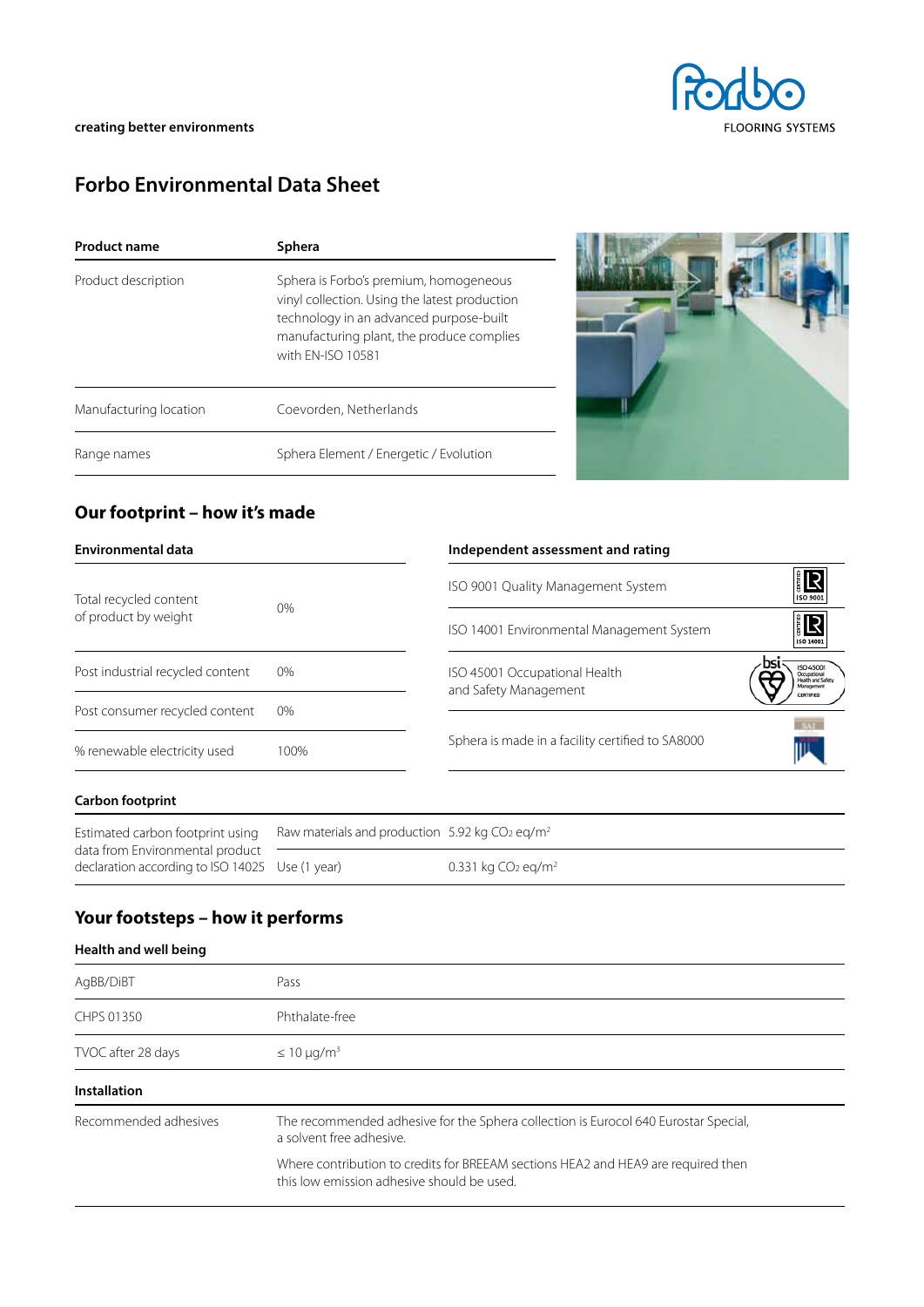creating better environments

# Forbo Environmental Data Sheet

| Product name | Sphera |
|---|---|
| Product description | Sphera is Forbo's premium, homogeneous vinyl collection. Using the latest production technology in an advanced purpose-built manufacturing plant, the produce complies with EN-ISO 10581 |
| Manufacturing location | Coevorden, Netherlands |
| Range names | Sphera Element / Energetic / Evolution |

## Our footprint – how it's made

### Environmental data

| Environmental data | |
|---|---|
| Total recycled content of product by weight | 0% |
| Post industrial recycled content | 0% |
| Post consumer recycled content | 0% |
| % renewable electricity used | 100% |

### Independent assessment and rating

| Independent assessment and rating |
|---|
| ISO 9001 Quality Management System |
| ISO 14001 Environmental Management System |
| ISO 45001 Occupational Health and Safety Management |
| Sphera is made in a facility certified to SA8000 |

### Carbon footprint

| Estimated carbon footprint using data from Environmental product declaration according to ISO 14025 | Raw materials and production | 5.92 kg $CO_2$ eq/m$^2$ |
|---|---|---|
| | Use (1 year) | 0.331 kg $CO_2$ eq/m$^2$ |

## Your footsteps – how it performs

### Health and well being

| | |
|---|---|
| AgBB/DiBT | Pass |
| CHPS 01350 | Phthalate-free |
| TVOC after 28 days | ≤ 10 µg/m$^3$ |

### Installation

| | |
|---|---|
| Recommended adhesives | The recommended adhesive for the Sphera collection is Eurocol 640 Eurostar Special, a solvent free adhesive.<br><br>Where contribution to credits for BREEAM sections HEA2 and HEA9 are required then this low emission adhesive should be used. |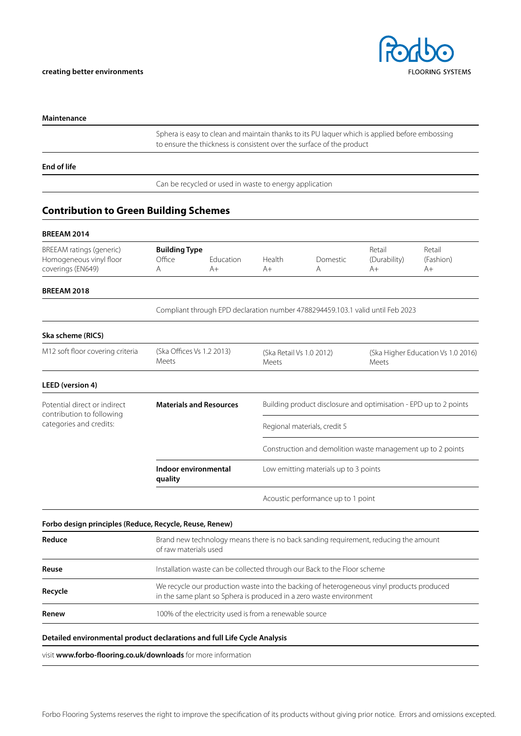creating better environments

**Maintenance**

| | |
|---|---|
| | Sphera is easy to clean and maintain thanks to its PU laquer which is applied before embossing to ensure the thickness is consistent over the surface of the product |

**End of life**

| | |
|---|---|
| | Can be recycled or used in waste to energy application |

## Contribution to Green Building Schemes

**BREEAM 2014**

| | | | | | | |
|---|---|---|---|---|---|---|
| BREEAM ratings (generic) Homogeneous vinyl floor coverings (EN649) | **Building Type** Office A | Education A+ | Health A+ | Domestic A | Retail (Durability) A+ | Retail (Fashion) A+ |

**BREEAM 2018**

| | |
|---|---|
| | Compliant through EPD declaration number 4788294459.103.1 valid until Feb 2023 |

**Ska scheme (RICS)**

| | | | |
|---|---|---|---|
| M12 soft floor covering criteria | (Ska Offices Vs 1.2 2013) Meets | (Ska Retail Vs 1.0 2012) Meets | (Ska Higher Education Vs 1.0 2016) Meets |

**LEED (version 4)**

| | | |
|---|---|---|
| Potential direct or indirect contribution to following categories and credits: | **Materials and Resources** | Building product disclosure and optimisation - EPD up to 2 points |
| | | Regional materials, credit 5 |
| | | Construction and demolition waste management up to 2 points |
| | **Indoor environmental quality** | Low emitting materials up to 3 points |
| | | Acoustic performance up to 1 point |

**Forbo design principles (Reduce, Recycle, Reuse, Renew)**

| | |
|---|---|
| **Reduce** | Brand new technology means there is no back sanding requirement, reducing the amount of raw materials used |
| **Reuse** | Installation waste can be collected through our Back to the Floor scheme |
| **Recycle** | We recycle our production waste into the backing of heterogeneous vinyl products produced in the same plant so Sphera is produced in a zero waste environment |
| **Renew** | 100% of the electricity used is from a renewable source |

**Detailed environmental product declarations and full Life Cycle Analysis**

visit **www.forbo-flooring.co.uk/downloads** for more information

Forbo Flooring Systems reserves the right to improve the specification of its products without giving prior notice. Errors and omissions excepted.